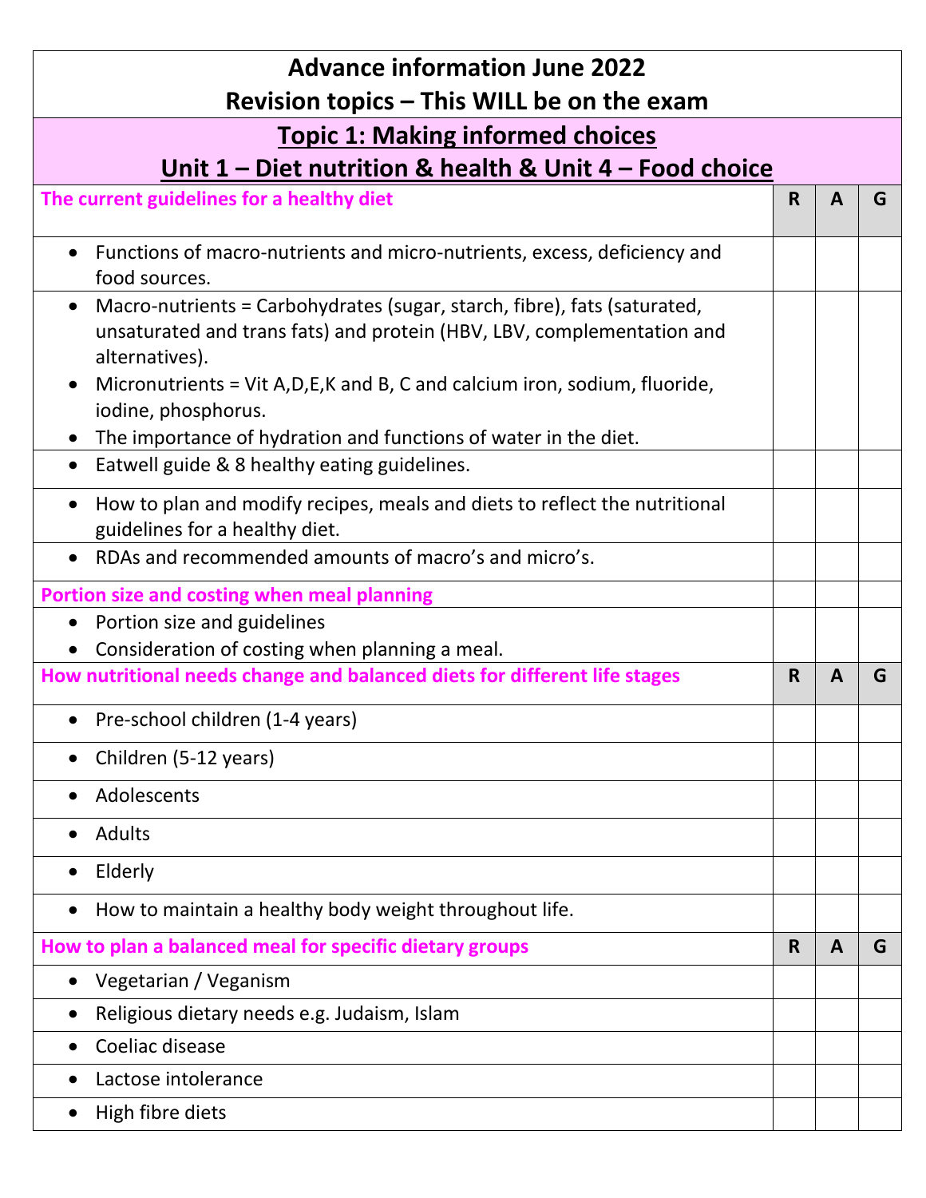# Advance information June 2022

## Revision topics – This WILL be on the exam

## Topic 1: Making informed choices

## Unit 1 – Diet nutrition & health & Unit 4 – Food choice

| **The current guidelines for a healthy diet** | **R** | **A** | **G** |
|---|---|---|---|
| • Functions of macro-nutrients and micro-nutrients, excess, deficiency and food sources. | | | |
| • Macro-nutrients = Carbohydrates (sugar, starch, fibre), fats (saturated, unsaturated and trans fats) and protein (HBV, LBV, complementation and alternatives).<br>• Micronutrients = Vit A,D,E,K and B, C and calcium iron, sodium, fluoride, iodine, phosphorus.<br>• The importance of hydration and functions of water in the diet. | | | |
| • Eatwell guide & 8 healthy eating guidelines. | | | |
| • How to plan and modify recipes, meals and diets to reflect the nutritional guidelines for a healthy diet. | | | |
| • RDAs and recommended amounts of macro's and micro's. | | | |
| **Portion size and costing when meal planning** | | | |
| • Portion size and guidelines<br>• Consideration of costing when planning a meal. | | | |
| **How nutritional needs change and balanced diets for different life stages** | **R** | **A** | **G** |
| • Pre-school children (1-4 years) | | | |
| • Children (5-12 years) | | | |
| • Adolescents | | | |
| • Adults | | | |
| • Elderly | | | |
| • How to maintain a healthy body weight throughout life. | | | |
| **How to plan a balanced meal for specific dietary groups** | **R** | **A** | **G** |
| • Vegetarian / Veganism | | | |
| • Religious dietary needs e.g. Judaism, Islam | | | |
| • Coeliac disease | | | |
| • Lactose intolerance | | | |
| • High fibre diets | | | |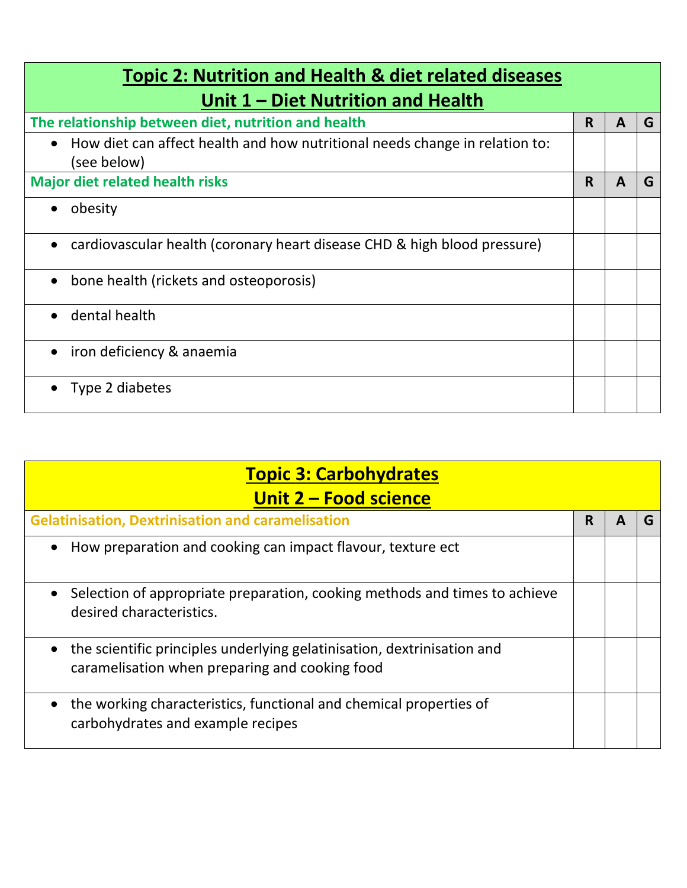| **Topic 2: Nutrition and Health & diet related diseases**<br>**Unit 1 – Diet Nutrition and Health** | | | |
|---|---|---|---|
| **The relationship between diet, nutrition and health** | **R** | **A** | **G** |
| • How diet can affect health and how nutritional needs change in relation to: (see below) | | | |
| **Major diet related health risks** | **R** | **A** | **G** |
| • obesity | | | |
| • cardiovascular health (coronary heart disease CHD & high blood pressure) | | | |
| • bone health (rickets and osteoporosis) | | | |
| • dental health | | | |
| • iron deficiency & anaemia | | | |
| • Type 2 diabetes | | | |

| **Topic 3: Carbohydrates**<br>**Unit 2 – Food science** | | | |
|---|---|---|---|
| **Gelatinisation, Dextrinisation and caramelisation** | **R** | **A** | **G** |
| • How preparation and cooking can impact flavour, texture ect | | | |
| • Selection of appropriate preparation, cooking methods and times to achieve desired characteristics. | | | |
| • the scientific principles underlying gelatinisation, dextrinisation and caramelisation when preparing and cooking food | | | |
| • the working characteristics, functional and chemical properties of carbohydrates and example recipes | | | |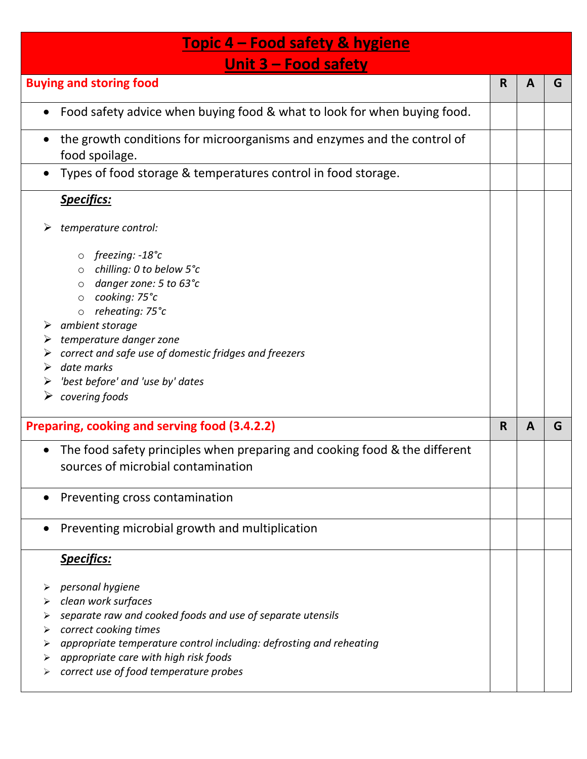# Topic 4 – Food safety & hygiene
## Unit 3 – Food safety

| Buying and storing food | R | A | G |
|---|---|---|---|
| • Food safety advice when buying food & what to look for when buying food. | | | |
| • the growth conditions for microorganisms and enzymes and the control of food spoilage. | | | |
| • Types of food storage & temperatures control in food storage. | | | |
| ***Specifics:*** <br> ➢ *temperature control:* <br> ○ *freezing: -18°c* <br> ○ *chilling: 0 to below 5°c* <br> ○ *danger zone: 5 to 63°c* <br> ○ *cooking: 75°c* <br> ○ *reheating: 75°c* <br> ➢ *ambient storage* <br> ➢ *temperature danger zone* <br> ➢ *correct and safe use of domestic fridges and freezers* <br> ➢ *date marks* <br> ➢ *'best before' and 'use by' dates* <br> ➢ *covering foods* | | | |

| Preparing, cooking and serving food (3.4.2.2) | R | A | G |
|---|---|---|---|
| • The food safety principles when preparing and cooking food & the different sources of microbial contamination | | | |
| • Preventing cross contamination | | | |
| • Preventing microbial growth and multiplication | | | |
| ***Specifics:*** <br> ➢ *personal hygiene* <br> ➢ *clean work surfaces* <br> ➢ *separate raw and cooked foods and use of separate utensils* <br> ➢ *correct cooking times* <br> ➢ *appropriate temperature control including: defrosting and reheating* <br> ➢ *appropriate care with high risk foods* <br> ➢ *correct use of food temperature probes* | | | |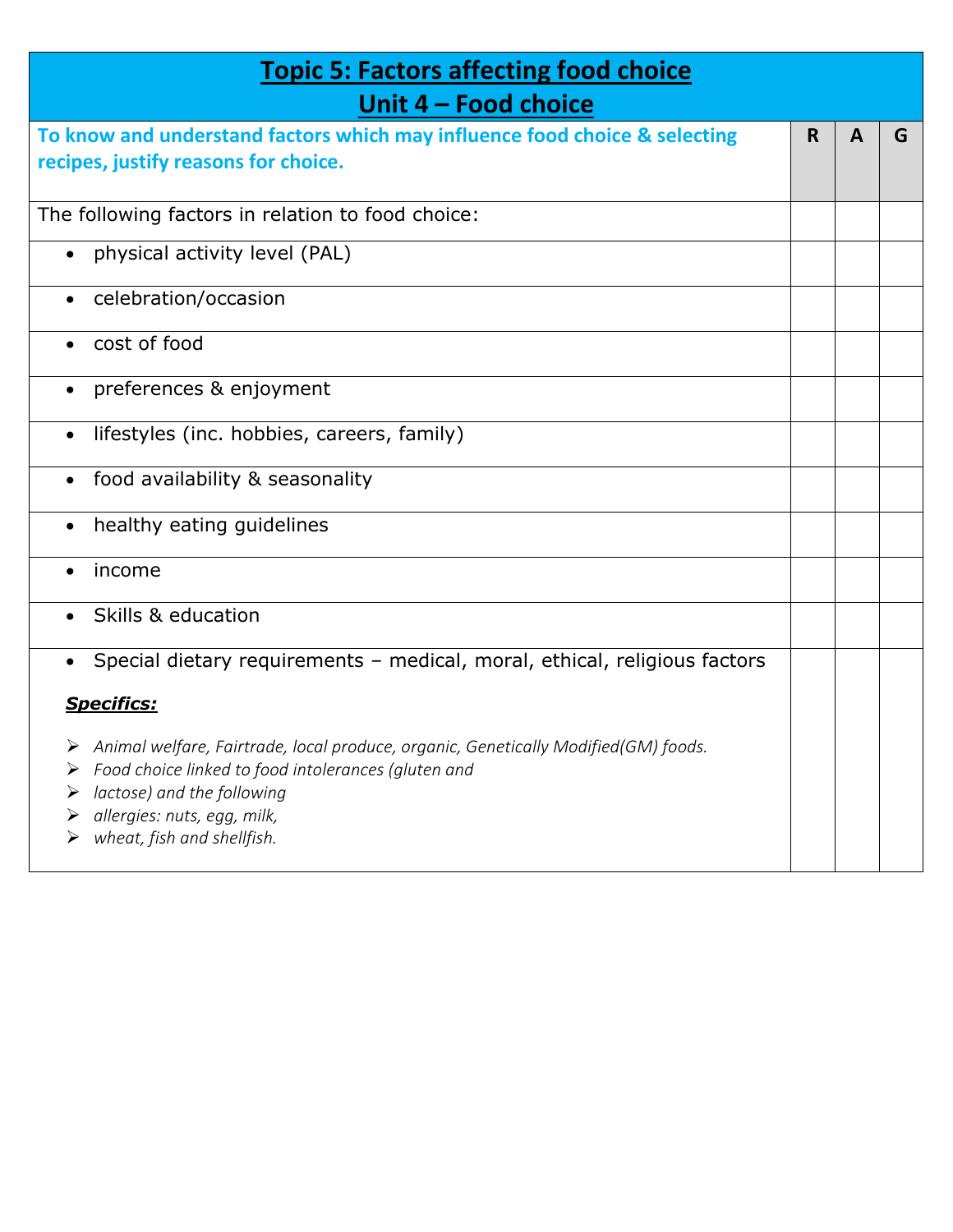| **Topic 5: Factors affecting food choice**<br>**Unit 4 – Food choice** | | | |
|---|---|---|---|
| **To know and understand factors which may influence food choice & selecting recipes, justify reasons for choice.** | **R** | **A** | **G** |
| The following factors in relation to food choice: | | | |
| • physical activity level (PAL) | | | |
| • celebration/occasion | | | |
| • cost of food | | | |
| • preferences & enjoyment | | | |
| • lifestyles (inc. hobbies, careers, family) | | | |
| • food availability & seasonality | | | |
| • healthy eating guidelines | | | |
| • income | | | |
| • Skills & education | | | |
| • Special dietary requirements – medical, moral, ethical, religious factors<br><br>***Specifics:***<br><br>➢ *Animal welfare, Fairtrade, local produce, organic, Genetically Modified(GM) foods.*<br>➢ *Food choice linked to food intolerances (gluten and*<br>➢ *lactose) and the following*<br>➢ *allergies: nuts, egg, milk,*<br>➢ *wheat, fish and shellfish.* | | | |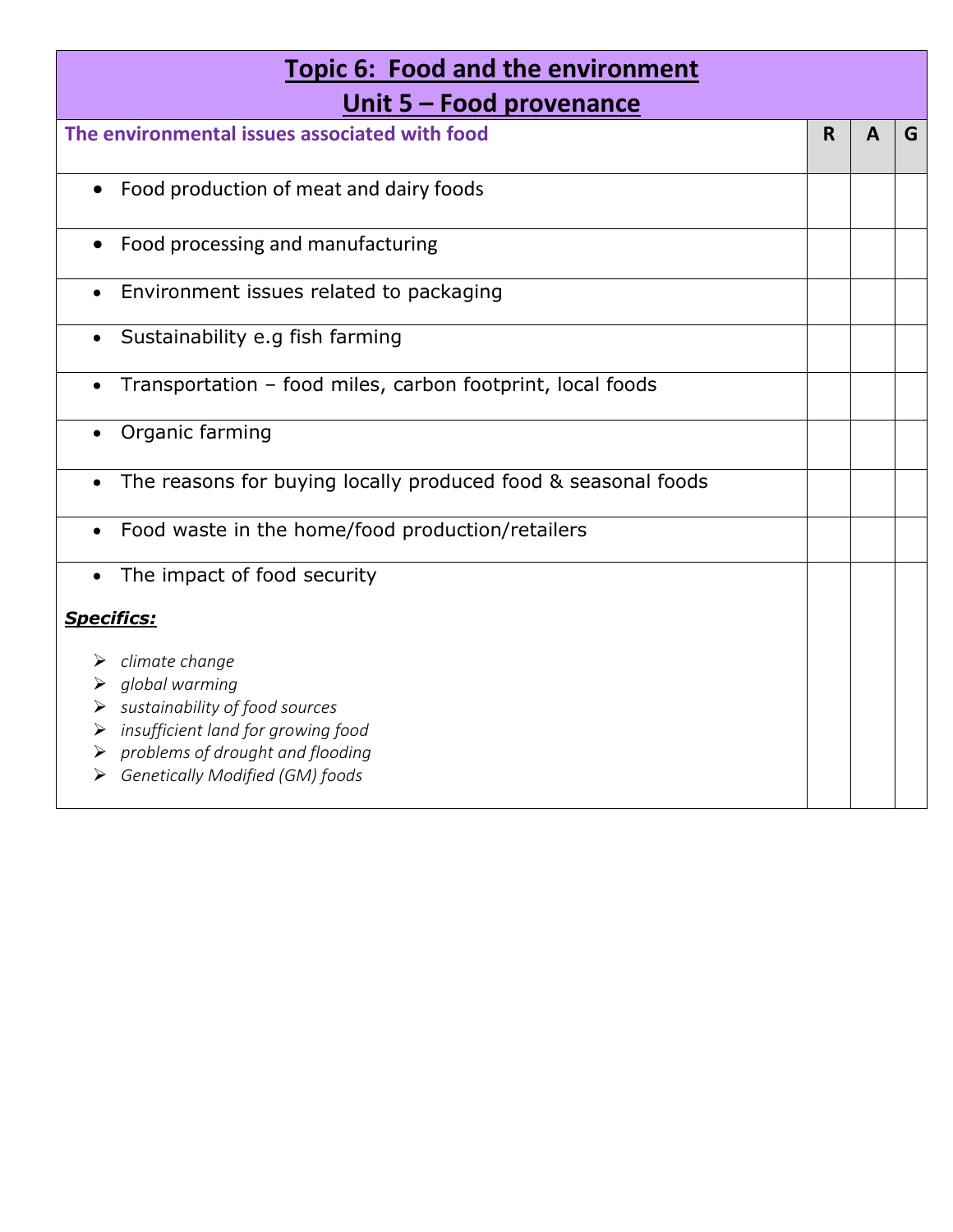| Topic 6: Food and the environment<br>Unit 5 – Food provenance | | | |
|---|---|---|---|
| **The environmental issues associated with food** | **R** | **A** | **G** |
| • Food production of meat and dairy foods | | | |
| • Food processing and manufacturing | | | |
| • Environment issues related to packaging | | | |
| • Sustainability e.g fish farming | | | |
| • Transportation – food miles, carbon footprint, local foods | | | |
| • Organic farming | | | |
| • The reasons for buying locally produced food & seasonal foods | | | |
| • Food waste in the home/food production/retailers | | | |
| • The impact of food security<br><br>***Specifics:***<br>➢ *climate change*<br>➢ *global warming*<br>➢ *sustainability of food sources*<br>➢ *insufficient land for growing food*<br>➢ *problems of drought and flooding*<br>➢ *Genetically Modified (GM) foods* | | | |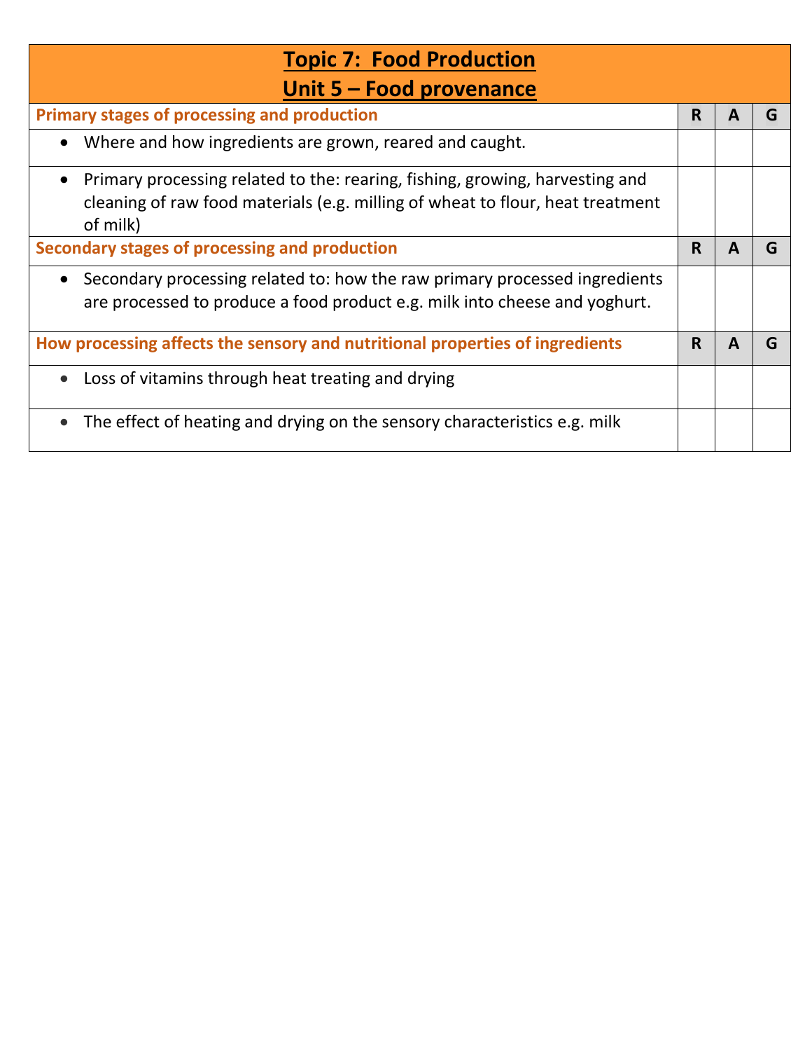# Topic 7: Food Production
## Unit 5 – Food provenance

| Primary stages of processing and production | R | A | G |
|---|---|---|---|
| • Where and how ingredients are grown, reared and caught. | | | |
| • Primary processing related to the: rearing, fishing, growing, harvesting and cleaning of raw food materials (e.g. milling of wheat to flour, heat treatment of milk) | | | |
| **Secondary stages of processing and production** | **R** | **A** | **G** |
| • Secondary processing related to: how the raw primary processed ingredients are processed to produce a food product e.g. milk into cheese and yoghurt. | | | |
| **How processing affects the sensory and nutritional properties of ingredients** | **R** | **A** | **G** |
| • Loss of vitamins through heat treating and drying | | | |
| • The effect of heating and drying on the sensory characteristics e.g. milk | | | |